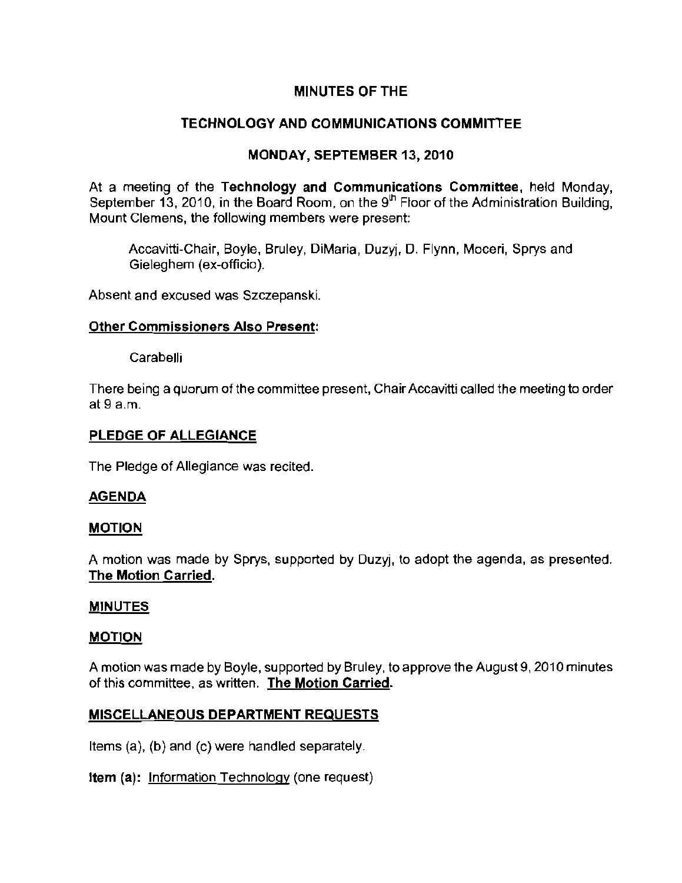# MINUTES OF THE

# TECHNOLOGY AND COMMUNICATIONS COMMITTEE

## MONDAY, SEPTEMBER 13, 2010

At a meeting of the **Technology and Communications Committee**, held Monday, September 13, 2010, in the Board Room, on the 9th Floor of the Administration Building, Mount Clemens, the following members were present:

> Accavitti-Chair, Boyle, Bruley, DiMaria, Duzyj, D. Flynn, Moceri, Sprys and Gieleghem (ex-officio).

Absent and excused was Szczepanski.

**Other Commissioners Also Present:**

> Carabelli

There being a quorum of the committee present, Chair Accavitti called the meeting to order at 9 a.m.

**PLEDGE OF ALLEGIANCE**

The Pledge of Allegiance was recited.

**AGENDA**

**MOTION**

A motion was made by Sprys, supported by Duzyj, to adopt the agenda, as presented. **The Motion Carried.**

**MINUTES**

**MOTION**

A motion was made by Boyle, supported by Bruley, to approve the August 9, 2010 minutes of this committee, as written. **The Motion Carried.**

**MISCELLANEOUS DEPARTMENT REQUESTS**

Items (a), (b) and (c) were handled separately.

**Item (a):** Information Technology (one request)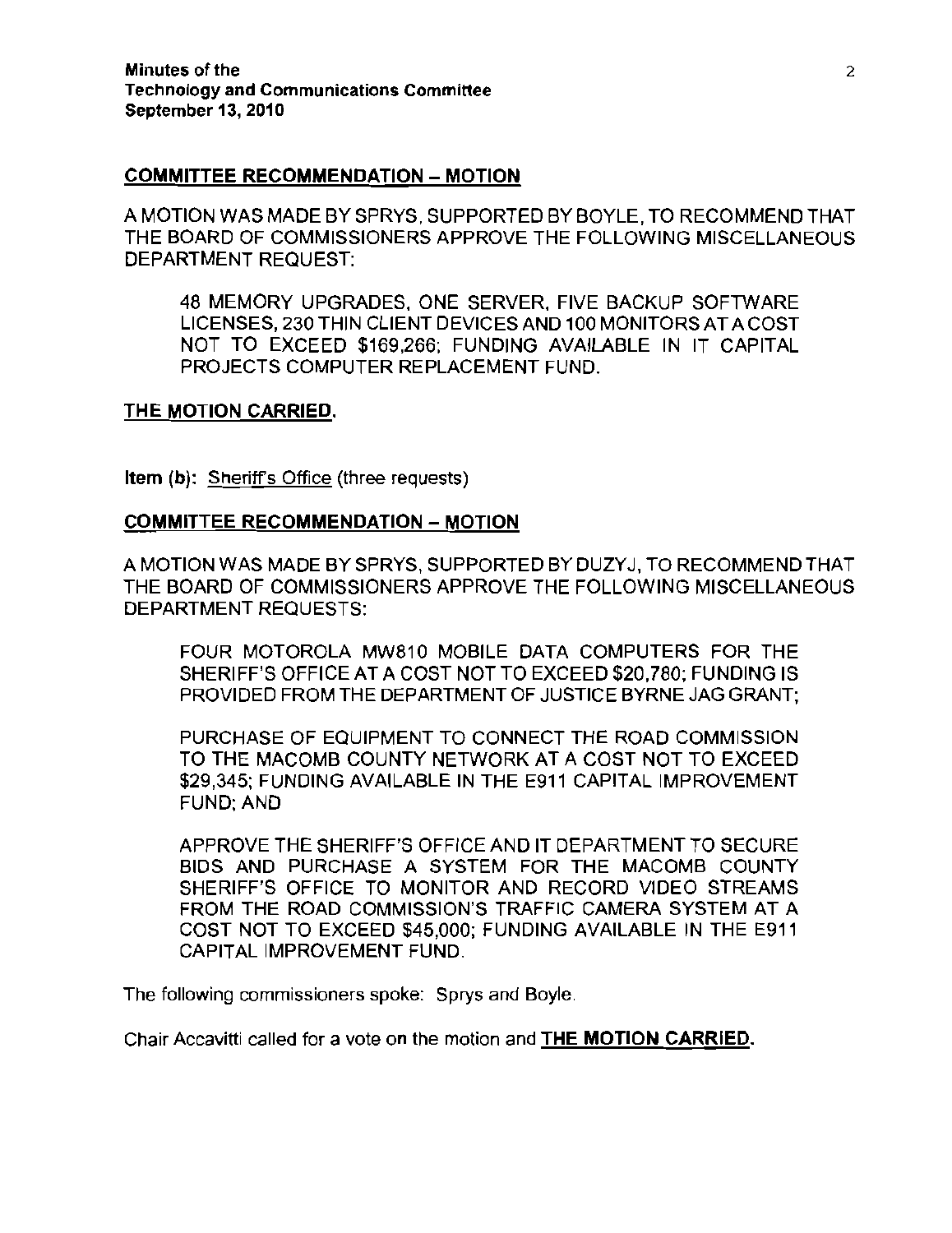**COMMITTEE RECOMMENDATION – MOTION**

A MOTION WAS MADE BY SPRYS, SUPPORTED BY BOYLE, TO RECOMMEND THAT THE BOARD OF COMMISSIONERS APPROVE THE FOLLOWING MISCELLANEOUS DEPARTMENT REQUEST:

> 48 MEMORY UPGRADES, ONE SERVER, FIVE BACKUP SOFTWARE LICENSES, 230 THIN CLIENT DEVICES AND 100 MONITORS AT A COST NOT TO EXCEED $169,266; FUNDING AVAILABLE IN IT CAPITAL PROJECTS COMPUTER REPLACEMENT FUND.

**THE MOTION CARRIED.**

**Item (b):** Sheriff's Office (three requests)

**COMMITTEE RECOMMENDATION – MOTION**

A MOTION WAS MADE BY SPRYS, SUPPORTED BY DUZYJ, TO RECOMMEND THAT THE BOARD OF COMMISSIONERS APPROVE THE FOLLOWING MISCELLANEOUS DEPARTMENT REQUESTS:

> FOUR MOTOROLA MW810 MOBILE DATA COMPUTERS FOR THE SHERIFF'S OFFICE AT A COST NOT TO EXCEED $20,780; FUNDING IS PROVIDED FROM THE DEPARTMENT OF JUSTICE BYRNE JAG GRANT;
>
> PURCHASE OF EQUIPMENT TO CONNECT THE ROAD COMMISSION TO THE MACOMB COUNTY NETWORK AT A COST NOT TO EXCEED $29,345; FUNDING AVAILABLE IN THE E911 CAPITAL IMPROVEMENT FUND; AND
>
> APPROVE THE SHERIFF'S OFFICE AND IT DEPARTMENT TO SECURE BIDS AND PURCHASE A SYSTEM FOR THE MACOMB COUNTY SHERIFF'S OFFICE TO MONITOR AND RECORD VIDEO STREAMS FROM THE ROAD COMMISSION'S TRAFFIC CAMERA SYSTEM AT A COST NOT TO EXCEED $45,000; FUNDING AVAILABLE IN THE E911 CAPITAL IMPROVEMENT FUND.

The following commissioners spoke: Sprys and Boyle.

Chair Accavitti called for a vote on the motion and **THE MOTION CARRIED.**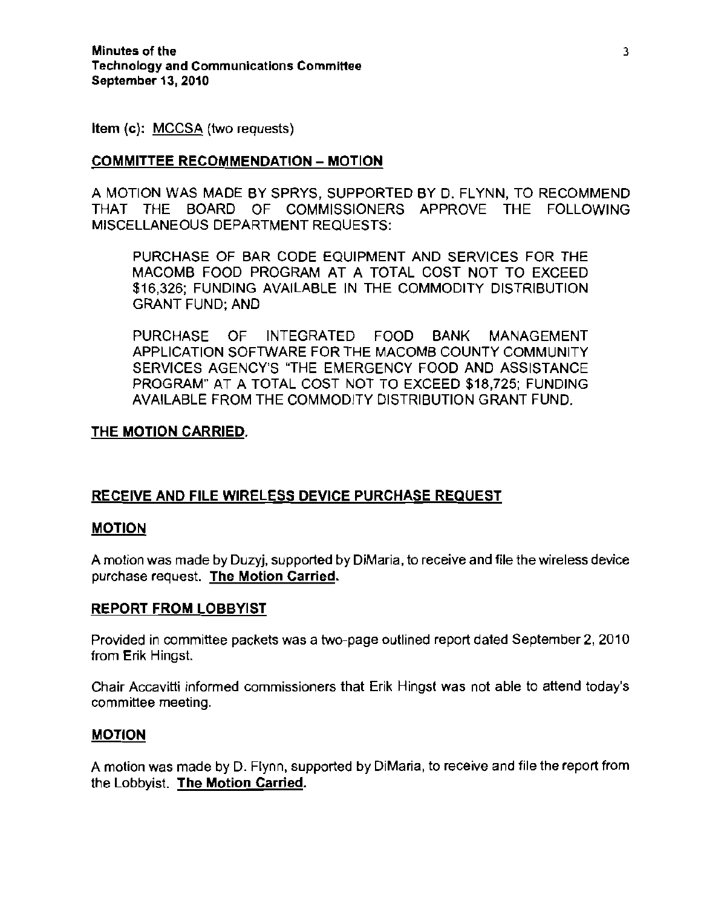Item (c): MCCSA (two requests)

**COMMITTEE RECOMMENDATION – MOTION**

A MOTION WAS MADE BY SPRYS, SUPPORTED BY D. FLYNN, TO RECOMMEND THAT THE BOARD OF COMMISSIONERS APPROVE THE FOLLOWING MISCELLANEOUS DEPARTMENT REQUESTS:

> PURCHASE OF BAR CODE EQUIPMENT AND SERVICES FOR THE MACOMB FOOD PROGRAM AT A TOTAL COST NOT TO EXCEED $16,326; FUNDING AVAILABLE IN THE COMMODITY DISTRIBUTION GRANT FUND; AND
>
> PURCHASE OF INTEGRATED FOOD BANK MANAGEMENT APPLICATION SOFTWARE FOR THE MACOMB COUNTY COMMUNITY SERVICES AGENCY'S "THE EMERGENCY FOOD AND ASSISTANCE PROGRAM" AT A TOTAL COST NOT TO EXCEED $18,725; FUNDING AVAILABLE FROM THE COMMODITY DISTRIBUTION GRANT FUND.

**THE MOTION CARRIED.**

## RECEIVE AND FILE WIRELESS DEVICE PURCHASE REQUEST

**MOTION**

A motion was made by Duzyj, supported by DiMaria, to receive and file the wireless device purchase request. **The Motion Carried.**

## REPORT FROM LOBBYIST

Provided in committee packets was a two-page outlined report dated September 2, 2010 from Erik Hingst.

Chair Accavitti informed commissioners that Erik Hingst was not able to attend today's committee meeting.

**MOTION**

A motion was made by D. Flynn, supported by DiMaria, to receive and file the report from the Lobbyist. **The Motion Carried.**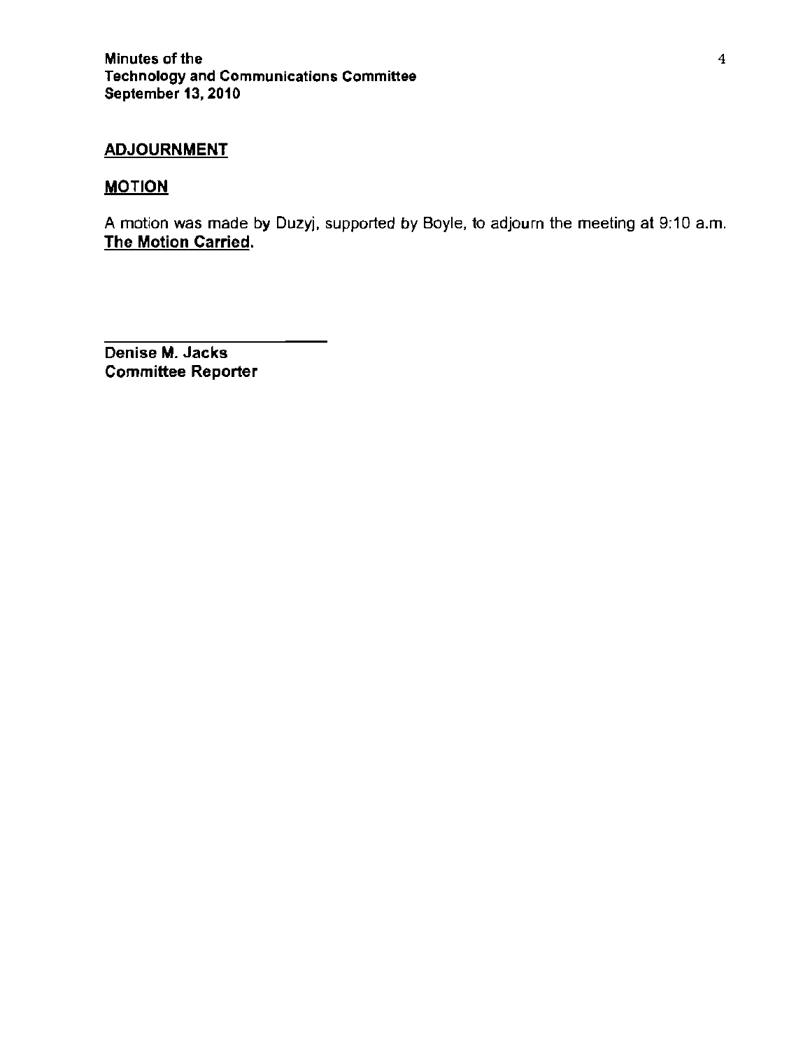## ADJOURNMENT

## MOTION

A motion was made by Duzyj, supported by Boyle, to adjourn the meeting at 9:10 a.m.
**The Motion Carried.**

\_\_\_\_\_\_\_\_\_\_\_\_\_\_\_\_\_\_\_\_\_\_\_\_\_\_

**Denise M. Jacks**
**Committee Reporter**